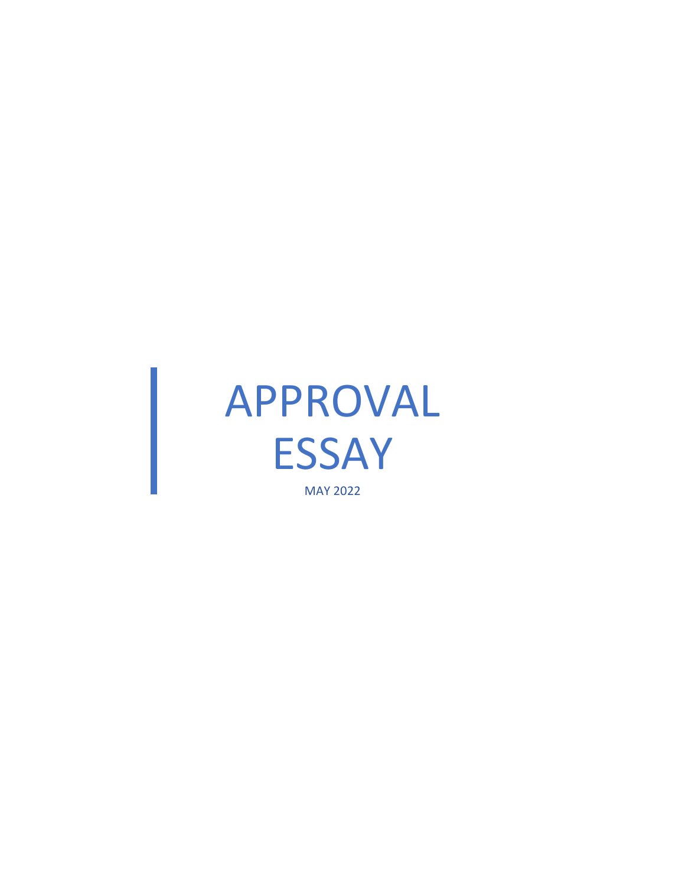# APPROVAL ESSAY

MAY 2022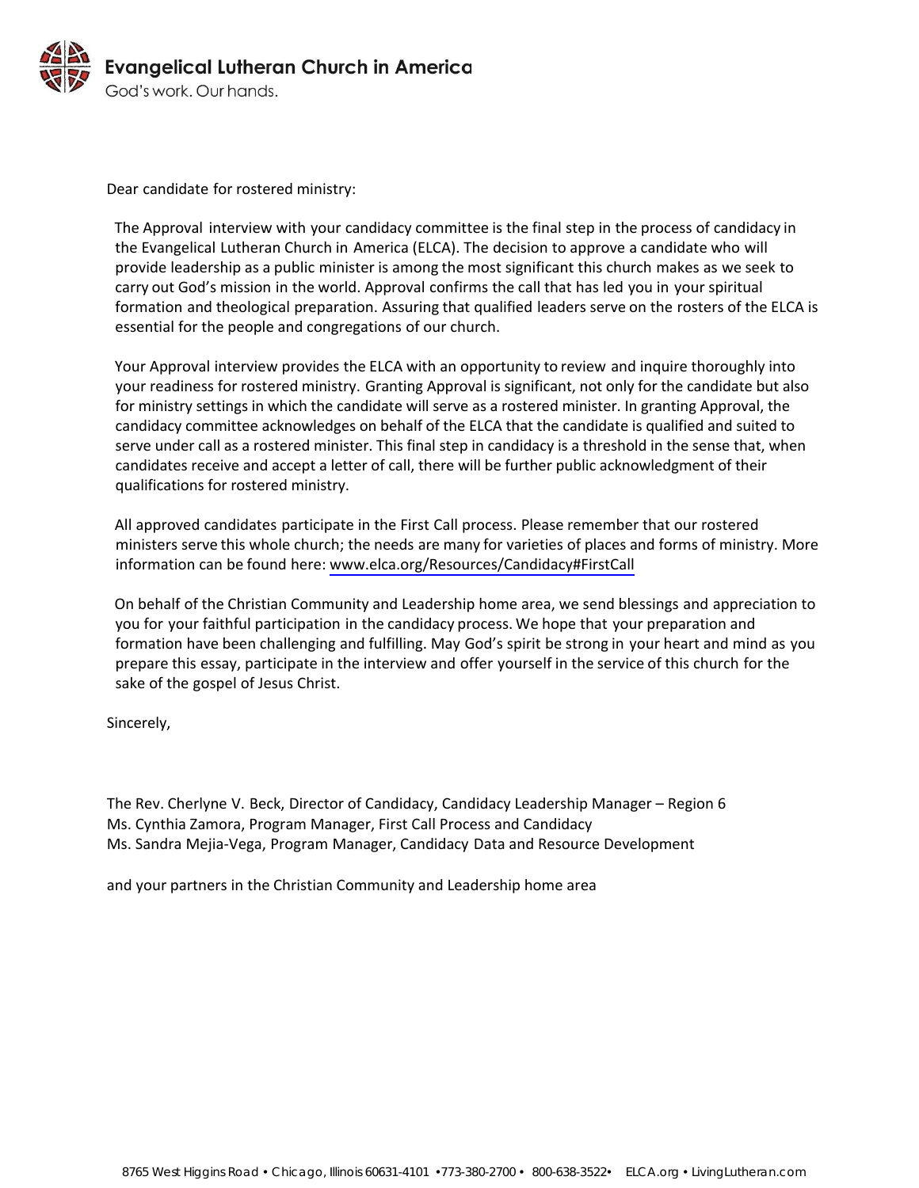Dear candidate for rostered ministry:

The Approval interview with your candidacy committee is the final step in the process of candidacy in the Evangelical Lutheran Church in America (ELCA). The decision to approve a candidate who will provide leadership as a public minister is among the most significant this church makes as we seek to carry out God's mission in the world. Approval confirms the call that has led you in your spiritual formation and theological preparation. Assuring that qualified leaders serve on the rosters of the ELCA is essential for the people and congregations of our church.

Your Approval interview provides the ELCA with an opportunity to review and inquire thoroughly into your readiness for rostered ministry. Granting Approval is significant, not only for the candidate but also for ministry settings in which the candidate will serve as a rostered minister. In granting Approval, the candidacy committee acknowledges on behalf of the ELCA that the candidate is qualified and suited to serve under call as a rostered minister. This final step in candidacy is a threshold in the sense that, when candidates receive and accept a letter of call, there will be further public acknowledgment of their qualifications for rostered ministry.

All approved candidates participate in the First Call process. Please remember that our rostered ministers serve this whole church; the needs are many for varieties of places and forms of ministry. More information can be found here: www.elca.org/Resources/Candidacy#FirstCall

On behalf of the Christian Community and Leadership home area, we send blessings and appreciation to you for your faithful participation in the candidacy process. We hope that your preparation and formation have been challenging and fulfilling. May God's spirit be strong in your heart and mind as you prepare this essay, participate in the interview and offer yourself in the service of this church for the sake of the gospel of Jesus Christ.

Sincerely,

The Rev. Cherlyne V. Beck, Director of Candidacy, Candidacy Leadership Manager – Region 6
Ms. Cynthia Zamora, Program Manager, First Call Process and Candidacy
Ms. Sandra Mejia-Vega, Program Manager, Candidacy Data and Resource Development

and your partners in the Christian Community and Leadership home area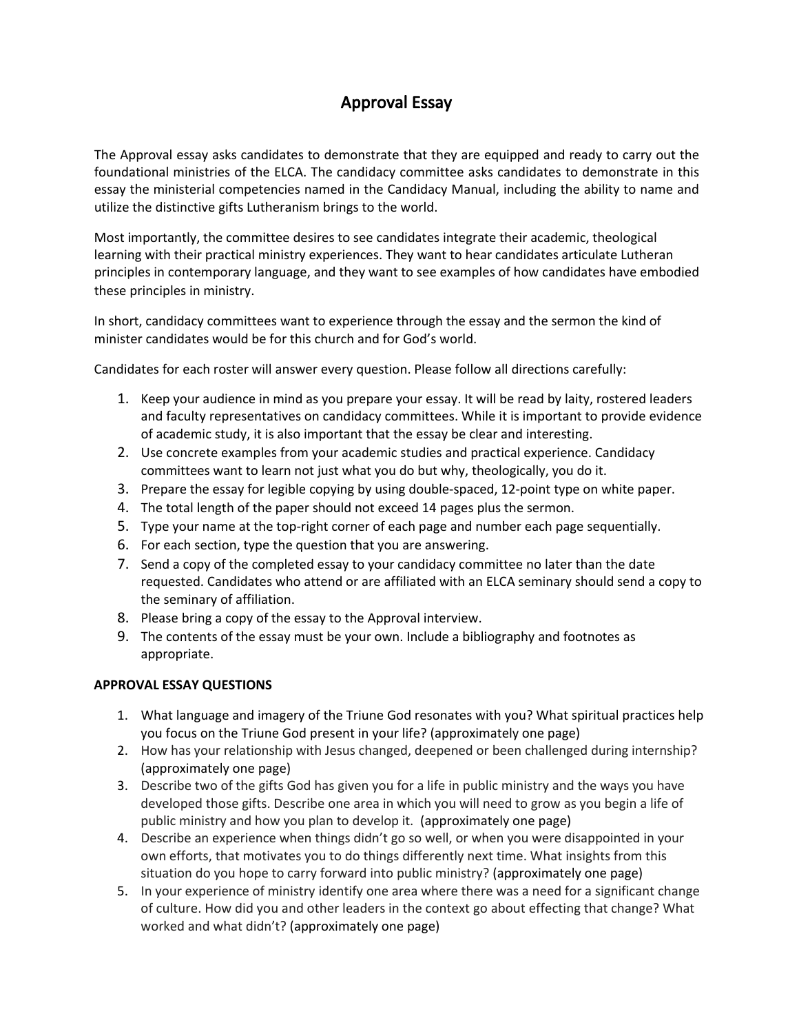# Approval Essay

The Approval essay asks candidates to demonstrate that they are equipped and ready to carry out the foundational ministries of the ELCA. The candidacy committee asks candidates to demonstrate in this essay the ministerial competencies named in the Candidacy Manual, including the ability to name and utilize the distinctive gifts Lutheranism brings to the world.

Most importantly, the committee desires to see candidates integrate their academic, theological learning with their practical ministry experiences. They want to hear candidates articulate Lutheran principles in contemporary language, and they want to see examples of how candidates have embodied these principles in ministry.

In short, candidacy committees want to experience through the essay and the sermon the kind of minister candidates would be for this church and for God's world.

Candidates for each roster will answer every question. Please follow all directions carefully:

1. Keep your audience in mind as you prepare your essay. It will be read by laity, rostered leaders and faculty representatives on candidacy committees. While it is important to provide evidence of academic study, it is also important that the essay be clear and interesting.
2. Use concrete examples from your academic studies and practical experience. Candidacy committees want to learn not just what you do but why, theologically, you do it.
3. Prepare the essay for legible copying by using double-spaced, 12-point type on white paper.
4. The total length of the paper should not exceed 14 pages plus the sermon.
5. Type your name at the top-right corner of each page and number each page sequentially.
6. For each section, type the question that you are answering.
7. Send a copy of the completed essay to your candidacy committee no later than the date requested. Candidates who attend or are affiliated with an ELCA seminary should send a copy to the seminary of affiliation.
8. Please bring a copy of the essay to the Approval interview.
9. The contents of the essay must be your own. Include a bibliography and footnotes as appropriate.

**APPROVAL ESSAY QUESTIONS**

1. What language and imagery of the Triune God resonates with you? What spiritual practices help you focus on the Triune God present in your life? (approximately one page)
2. How has your relationship with Jesus changed, deepened or been challenged during internship? (approximately one page)
3. Describe two of the gifts God has given you for a life in public ministry and the ways you have developed those gifts. Describe one area in which you will need to grow as you begin a life of public ministry and how you plan to develop it. (approximately one page)
4. Describe an experience when things didn't go so well, or when you were disappointed in your own efforts, that motivates you to do things differently next time. What insights from this situation do you hope to carry forward into public ministry? (approximately one page)
5. In your experience of ministry identify one area where there was a need for a significant change of culture. How did you and other leaders in the context go about effecting that change? What worked and what didn't? (approximately one page)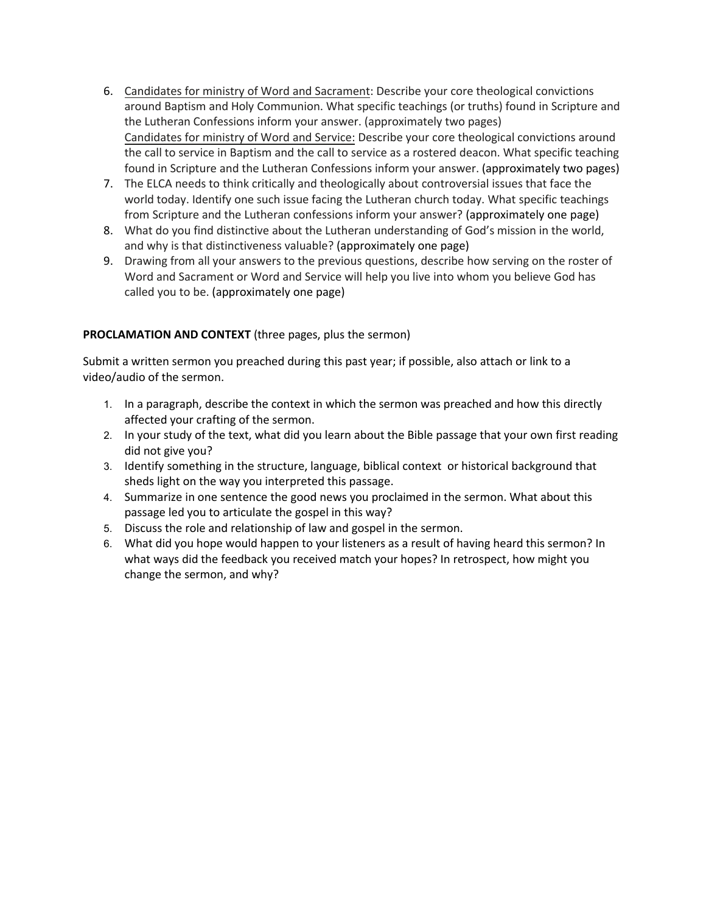6. Candidates for ministry of Word and Sacrament: Describe your core theological convictions around Baptism and Holy Communion. What specific teachings (or truths) found in Scripture and the Lutheran Confessions inform your answer. (approximately two pages)
   Candidates for ministry of Word and Service: Describe your core theological convictions around the call to service in Baptism and the call to service as a rostered deacon. What specific teaching found in Scripture and the Lutheran Confessions inform your answer. (approximately two pages)
7. The ELCA needs to think critically and theologically about controversial issues that face the world today. Identify one such issue facing the Lutheran church today. What specific teachings from Scripture and the Lutheran confessions inform your answer? (approximately one page)
8. What do you find distinctive about the Lutheran understanding of God's mission in the world, and why is that distinctiveness valuable? (approximately one page)
9. Drawing from all your answers to the previous questions, describe how serving on the roster of Word and Sacrament or Word and Service will help you live into whom you believe God has called you to be. (approximately one page)

**PROCLAMATION AND CONTEXT** (three pages, plus the sermon)

Submit a written sermon you preached during this past year; if possible, also attach or link to a video/audio of the sermon.

1. In a paragraph, describe the context in which the sermon was preached and how this directly affected your crafting of the sermon.
2. In your study of the text, what did you learn about the Bible passage that your own first reading did not give you?
3. Identify something in the structure, language, biblical context or historical background that sheds light on the way you interpreted this passage.
4. Summarize in one sentence the good news you proclaimed in the sermon. What about this passage led you to articulate the gospel in this way?
5. Discuss the role and relationship of law and gospel in the sermon.
6. What did you hope would happen to your listeners as a result of having heard this sermon? In what ways did the feedback you received match your hopes? In retrospect, how might you change the sermon, and why?